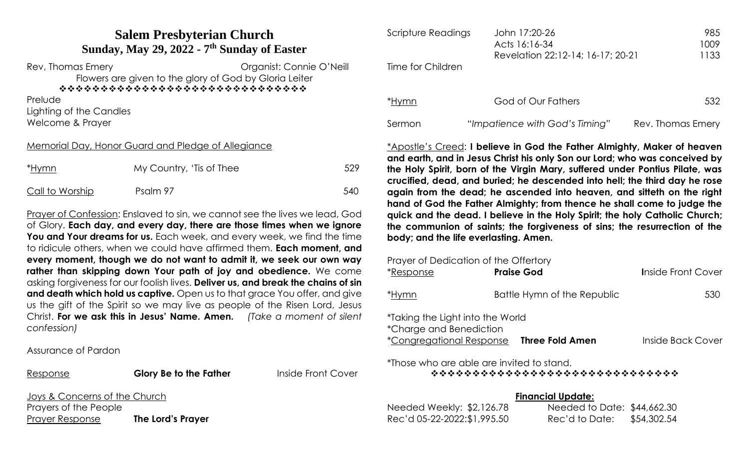# Salem Presbyterian Church

## Sunday, May 29, 2022 - 7th Sunday of Easter

Rev, Thomas Emery — Organist: Connie O'Neill

Flowers are given to the glory of God by Gloria Leiter

❖❖❖❖❖❖❖❖❖❖❖❖❖❖❖❖❖❖❖❖❖❖❖❖❖❖❖❖❖

Prelude

Lighting of the Candles

Welcome & Prayer

Memorial Day, Honor Guard and Pledge of Allegiance

| | | |
|---|---|---|
| *Hymn | My Country, 'Tis of Thee | 529 |
| Call to Worship | Psalm 97 | 540 |

Prayer of Confession: Enslaved to sin, we cannot see the lives we lead, God of Glory. **Each day, and every day, there are those times when we ignore You and Your dreams for us.** Each week, and every week, we find the time to ridicule others, when we could have affirmed them. **Each moment, and every moment, though we do not want to admit it, we seek our own way rather than skipping down Your path of joy and obedience.** We come asking forgiveness for our foolish lives. **Deliver us, and break the chains of sin and death which hold us captive.** Open us to that grace You offer, and give us the gift of the Spirit so we may live as people of the Risen Lord, Jesus Christ. **For we ask this in Jesus' Name. Amen.** *(Take a moment of silent confession)*

Assurance of Pardon

| | | |
|---|---|---|
| Response | **Glory Be to the Father** | Inside Front Cover |

Joys & Concerns of the Church

Prayers of the People

Prayer Response — **The Lord's Prayer**

| | | |
|---|---|---|
| Scripture Readings | John 17:20-26 | 985 |
| | Acts 16:16-34 | 1009 |
| | Revelation 22:12-14; 16-17; 20-21 | 1133 |

Time for Children

| | | |
|---|---|---|
| *Hymn | God of Our Fathers | 532 |
| Sermon | "*Impatience with God's Timing*" | Rev. Thomas Emery |

*Apostle's Creed: **I believe in God the Father Almighty, Maker of heaven and earth, and in Jesus Christ his only Son our Lord; who was conceived by the Holy Spirit, born of the Virgin Mary, suffered under Pontius Pilate, was crucified, dead, and buried; he descended into hell; the third day he rose again from the dead; he ascended into heaven, and sitteth on the right hand of God the Father Almighty; from thence he shall come to judge the quick and the dead. I believe in the Holy Spirit; the holy Catholic Church; the communion of saints; the forgiveness of sins; the resurrection of the body; and the life everlasting. Amen.**

Prayer of Dedication of the Offertory

| | | |
|---|---|---|
| *Response | **Praise God** | Inside Front Cover |
| *Hymn | Battle Hymn of the Republic | 530 |

*Taking the Light into the World

*Charge and Benediction

| | | |
|---|---|---|
| *Congregational Response | **Three Fold Amen** | Inside Back Cover |

*Those who are able are invited to stand.

❖❖❖❖❖❖❖❖❖❖❖❖❖❖❖❖❖❖❖❖❖❖❖❖❖❖❖❖❖

**Financial Update:**

| | |
|---|---|
| Needed Weekly: $2,126.78 | Needed to Date: $44,662.30 |
| Rec'd 05-22-2022: $1,995.50 | Rec'd to Date: $54,302.54 |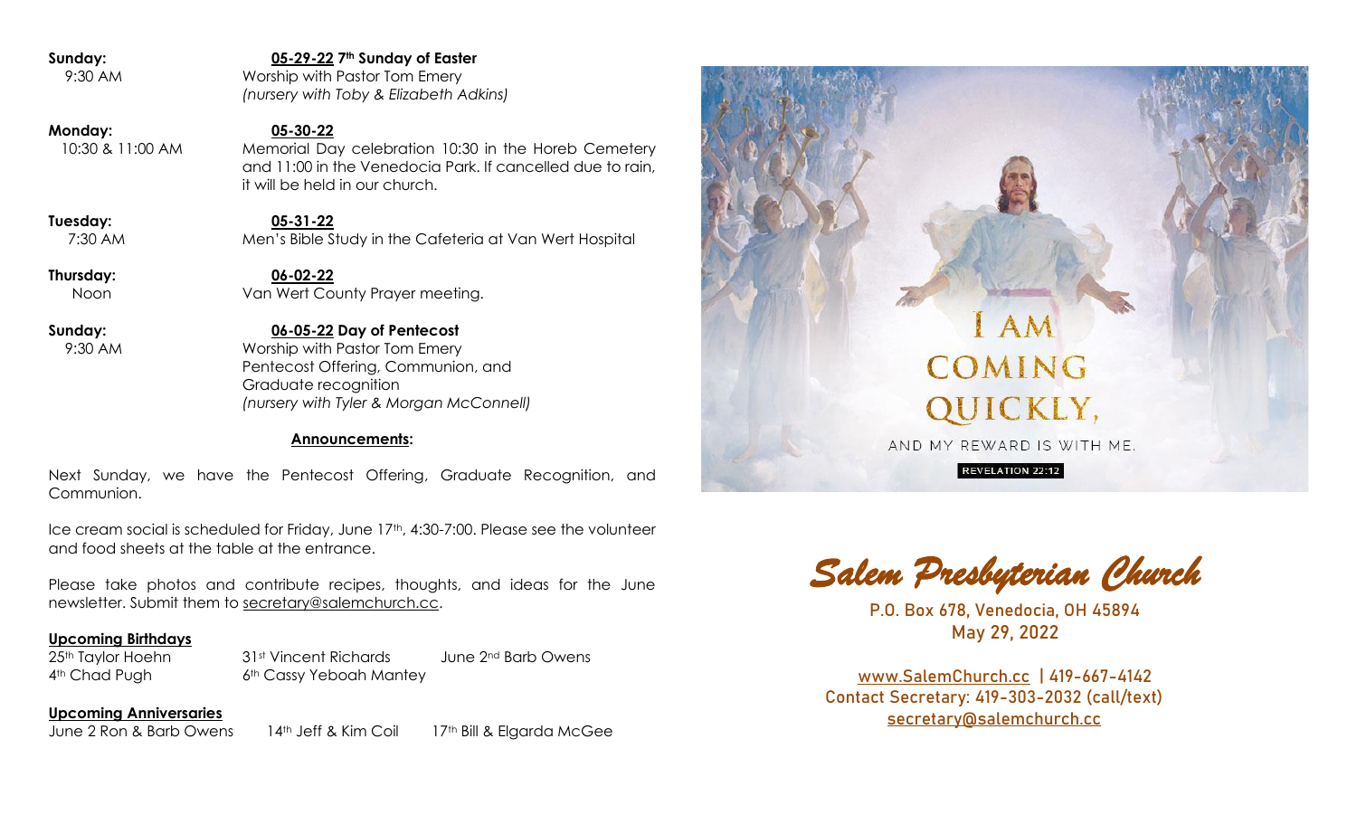**Sunday:** **05-29-22 7th Sunday of Easter**
9:30 AM — Worship with Pastor Tom Emery
*(nursery with Toby & Elizabeth Adkins)*

**Monday:** **05-30-22**
10:30 & 11:00 AM — Memorial Day celebration 10:30 in the Horeb Cemetery and 11:00 in the Venedocia Park. If cancelled due to rain, it will be held in our church.

**Tuesday:** **05-31-22**
7:30 AM — Men's Bible Study in the Cafeteria at Van Wert Hospital

**Thursday:** **06-02-22**
Noon — Van Wert County Prayer meeting.

**Sunday:** **06-05-22 Day of Pentecost**
9:30 AM — Worship with Pastor Tom Emery
Pentecost Offering, Communion, and Graduate recognition
*(nursery with Tyler & Morgan McConnell)*

## Announcements:

Next Sunday, we have the Pentecost Offering, Graduate Recognition, and Communion.

Ice cream social is scheduled for Friday, June 17th, 4:30-7:00. Please see the volunteer and food sheets at the table at the entrance.

Please take photos and contribute recipes, thoughts, and ideas for the June newsletter. Submit them to secretary@salemchurch.cc.

### Upcoming Birthdays

25th Taylor Hoehn
31st Vincent Richards
June 2nd Barb Owens
4th Chad Pugh
6th Cassy Yeboah Mantey

### Upcoming Anniversaries

June 2 Ron & Barb Owens
14th Jeff & Kim Coil
17th Bill & Elgarda McGee

I AM COMING QUICKLY, AND MY REWARD IS WITH ME.
REVELATION 22:12

# *Salem Presbyterian Church*

P.O. Box 678, Venedocia, OH 45894
May 29, 2022

www.SalemChurch.cc | 419-667-4142
Contact Secretary: 419-303-2032 (call/text)
secretary@salemchurch.cc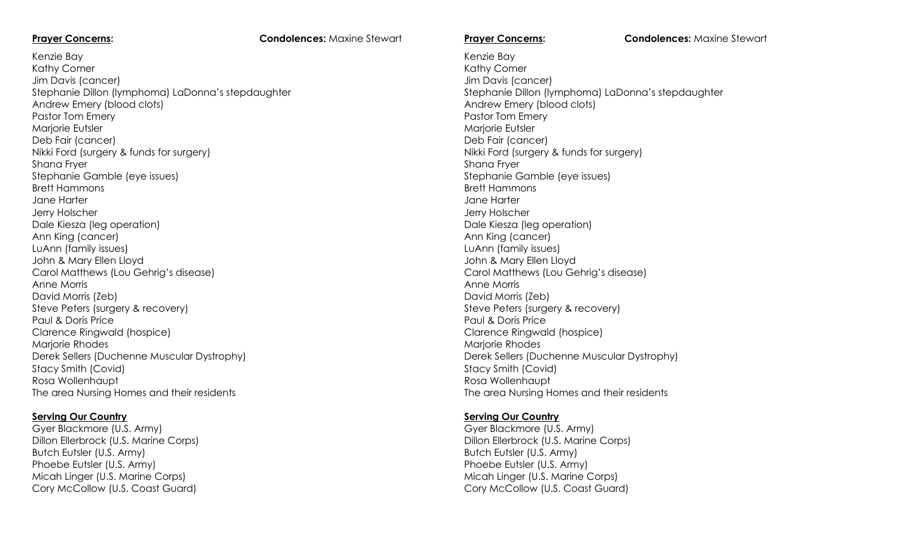**Prayer Concerns:** **Condolences:** Maxine Stewart

Kenzie Bay
Kathy Comer
Jim Davis (cancer)
Stephanie Dillon (lymphoma) LaDonna's stepdaughter
Andrew Emery (blood clots)
Pastor Tom Emery
Marjorie Eutsler
Deb Fair (cancer)
Nikki Ford (surgery & funds for surgery)
Shana Fryer
Stephanie Gamble (eye issues)
Brett Hammons
Jane Harter
Jerry Holscher
Dale Kiesza (leg operation)
Ann King (cancer)
LuAnn (family issues)
John & Mary Ellen Lloyd
Carol Matthews (Lou Gehrig's disease)
Anne Morris
David Morris (Zeb)
Steve Peters (surgery & recovery)
Paul & Doris Price
Clarence Ringwald (hospice)
Marjorie Rhodes
Derek Sellers (Duchenne Muscular Dystrophy)
Stacy Smith (Covid)
Rosa Wollenhaupt
The area Nursing Homes and their residents

**Serving Our Country**

Gyer Blackmore (U.S. Army)
Dillon Ellerbrock (U.S. Marine Corps)
Butch Eutsler (U.S. Army)
Phoebe Eutsler (U.S. Army)
Micah Linger (U.S. Marine Corps)
Cory McCollow (U.S. Coast Guard)

**Prayer Concerns:** **Condolences:** Maxine Stewart

Kenzie Bay
Kathy Comer
Jim Davis (cancer)
Stephanie Dillon (lymphoma) LaDonna's stepdaughter
Andrew Emery (blood clots)
Pastor Tom Emery
Marjorie Eutsler
Deb Fair (cancer)
Nikki Ford (surgery & funds for surgery)
Shana Fryer
Stephanie Gamble (eye issues)
Brett Hammons
Jane Harter
Jerry Holscher
Dale Kiesza (leg operation)
Ann King (cancer)
LuAnn (family issues)
John & Mary Ellen Lloyd
Carol Matthews (Lou Gehrig's disease)
Anne Morris
David Morris (Zeb)
Steve Peters (surgery & recovery)
Paul & Doris Price
Clarence Ringwald (hospice)
Marjorie Rhodes
Derek Sellers (Duchenne Muscular Dystrophy)
Stacy Smith (Covid)
Rosa Wollenhaupt
The area Nursing Homes and their residents

**Serving Our Country**

Gyer Blackmore (U.S. Army)
Dillon Ellerbrock (U.S. Marine Corps)
Butch Eutsler (U.S. Army)
Phoebe Eutsler (U.S. Army)
Micah Linger (U.S. Marine Corps)
Cory McCollow (U.S. Coast Guard)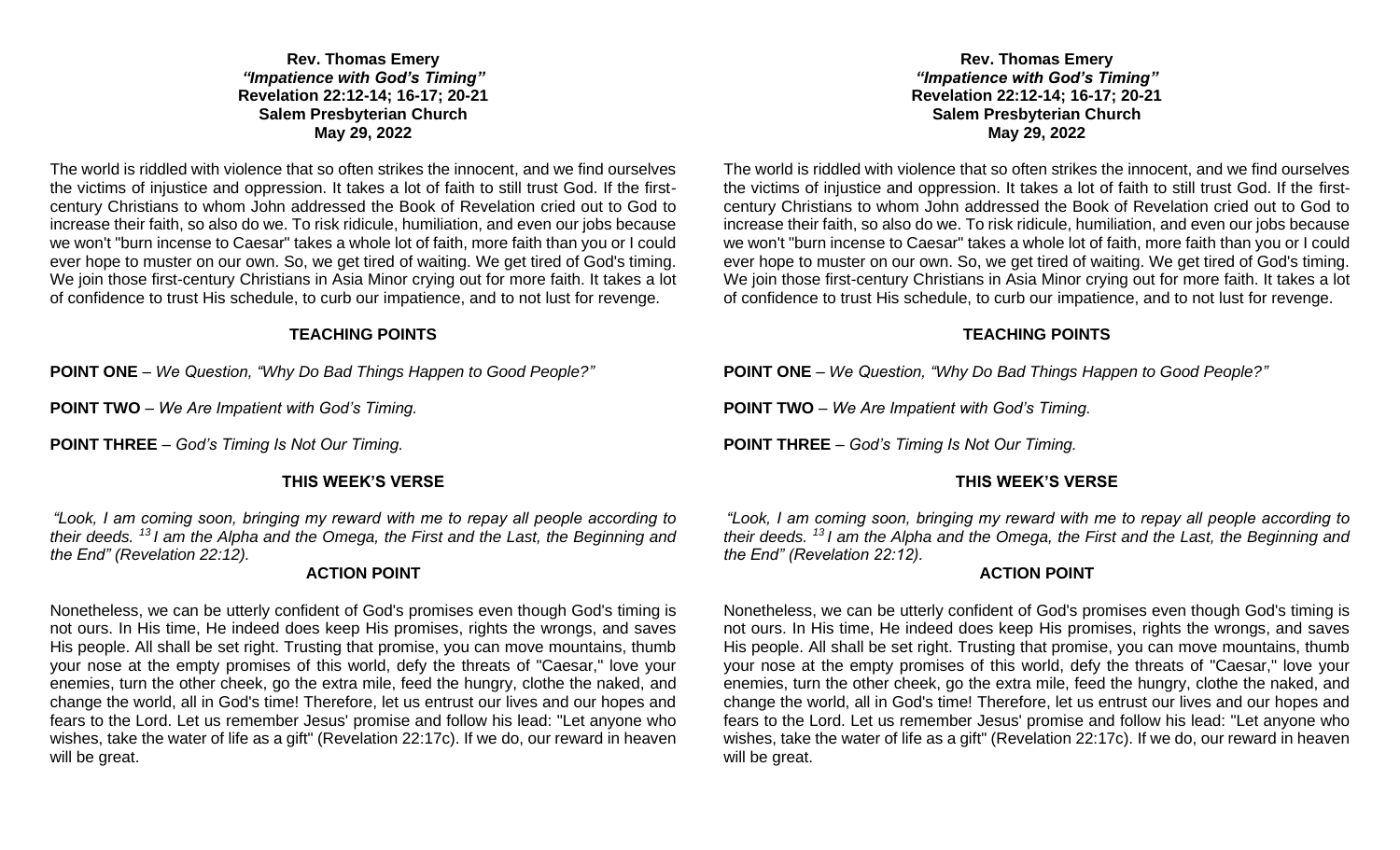**Rev. Thomas Emery**
***"Impatience with God's Timing"***
**Revelation 22:12-14; 16-17; 20-21**
**Salem Presbyterian Church**
**May 29, 2022**

The world is riddled with violence that so often strikes the innocent, and we find ourselves the victims of injustice and oppression. It takes a lot of faith to still trust God. If the first-century Christians to whom John addressed the Book of Revelation cried out to God to increase their faith, so also do we. To risk ridicule, humiliation, and even our jobs because we won't "burn incense to Caesar" takes a whole lot of faith, more faith than you or I could ever hope to muster on our own. So, we get tired of waiting. We get tired of God's timing. We join those first-century Christians in Asia Minor crying out for more faith. It takes a lot of confidence to trust His schedule, to curb our impatience, and to not lust for revenge.

## TEACHING POINTS

**POINT ONE** – *We Question, "Why Do Bad Things Happen to Good People?"*

**POINT TWO** – *We Are Impatient with God's Timing.*

**POINT THREE** – *God's Timing Is Not Our Timing.*

## THIS WEEK'S VERSE

*"Look, I am coming soon, bringing my reward with me to repay all people according to their deeds. [13] I am the Alpha and the Omega, the First and the Last, the Beginning and the End" (Revelation 22:12).*

## ACTION POINT

Nonetheless, we can be utterly confident of God's promises even though God's timing is not ours. In His time, He indeed does keep His promises, rights the wrongs, and saves His people. All shall be set right. Trusting that promise, you can move mountains, thumb your nose at the empty promises of this world, defy the threats of "Caesar," love your enemies, turn the other cheek, go the extra mile, feed the hungry, clothe the naked, and change the world, all in God's time! Therefore, let us entrust our lives and our hopes and fears to the Lord. Let us remember Jesus' promise and follow his lead: "Let anyone who wishes, take the water of life as a gift" (Revelation 22:17c). If we do, our reward in heaven will be great.

**Rev. Thomas Emery**
***"Impatience with God's Timing"***
**Revelation 22:12-14; 16-17; 20-21**
**Salem Presbyterian Church**
**May 29, 2022**

The world is riddled with violence that so often strikes the innocent, and we find ourselves the victims of injustice and oppression. It takes a lot of faith to still trust God. If the first-century Christians to whom John addressed the Book of Revelation cried out to God to increase their faith, so also do we. To risk ridicule, humiliation, and even our jobs because we won't "burn incense to Caesar" takes a whole lot of faith, more faith than you or I could ever hope to muster on our own. So, we get tired of waiting. We get tired of God's timing. We join those first-century Christians in Asia Minor crying out for more faith. It takes a lot of confidence to trust His schedule, to curb our impatience, and to not lust for revenge.

## TEACHING POINTS

**POINT ONE** – *We Question, "Why Do Bad Things Happen to Good People?"*

**POINT TWO** – *We Are Impatient with God's Timing.*

**POINT THREE** – *God's Timing Is Not Our Timing.*

## THIS WEEK'S VERSE

*"Look, I am coming soon, bringing my reward with me to repay all people according to their deeds. [13] I am the Alpha and the Omega, the First and the Last, the Beginning and the End" (Revelation 22:12).*

## ACTION POINT

Nonetheless, we can be utterly confident of God's promises even though God's timing is not ours. In His time, He indeed does keep His promises, rights the wrongs, and saves His people. All shall be set right. Trusting that promise, you can move mountains, thumb your nose at the empty promises of this world, defy the threats of "Caesar," love your enemies, turn the other cheek, go the extra mile, feed the hungry, clothe the naked, and change the world, all in God's time! Therefore, let us entrust our lives and our hopes and fears to the Lord. Let us remember Jesus' promise and follow his lead: "Let anyone who wishes, take the water of life as a gift" (Revelation 22:17c). If we do, our reward in heaven will be great.